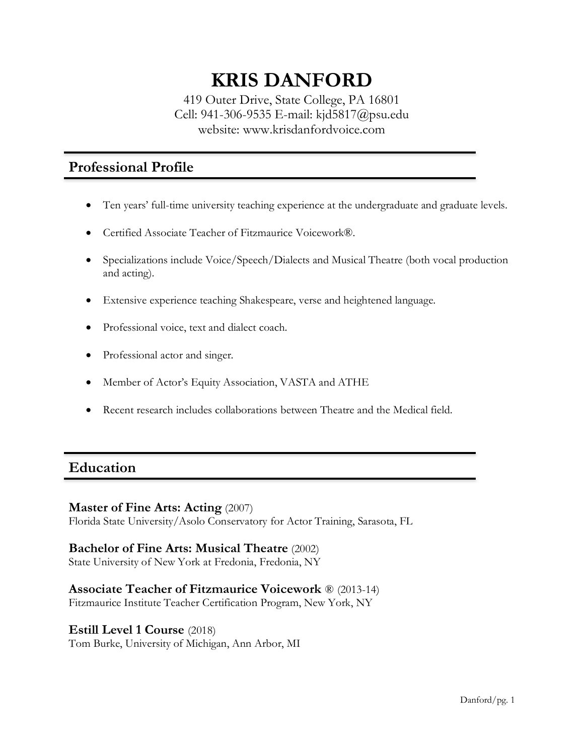# KRIS DANFORD

419 Outer Drive, State College, PA 16801
Cell: 941-306-9535 E-mail: kjd5817@psu.edu
website: www.krisdanfordvoice.com

## Professional Profile

- Ten years' full-time university teaching experience at the undergraduate and graduate levels.
- Certified Associate Teacher of Fitzmaurice Voicework®.
- Specializations include Voice/Speech/Dialects and Musical Theatre (both vocal production and acting).
- Extensive experience teaching Shakespeare, verse and heightened language.
- Professional voice, text and dialect coach.
- Professional actor and singer.
- Member of Actor's Equity Association, VASTA and ATHE
- Recent research includes collaborations between Theatre and the Medical field.

## Education

**Master of Fine Arts: Acting** (2007)
Florida State University/Asolo Conservatory for Actor Training, Sarasota, FL

**Bachelor of Fine Arts: Musical Theatre** (2002)
State University of New York at Fredonia, Fredonia, NY

**Associate Teacher of Fitzmaurice Voicework** ® (2013-14)
Fitzmaurice Institute Teacher Certification Program, New York, NY

**Estill Level 1 Course** (2018)
Tom Burke, University of Michigan, Ann Arbor, MI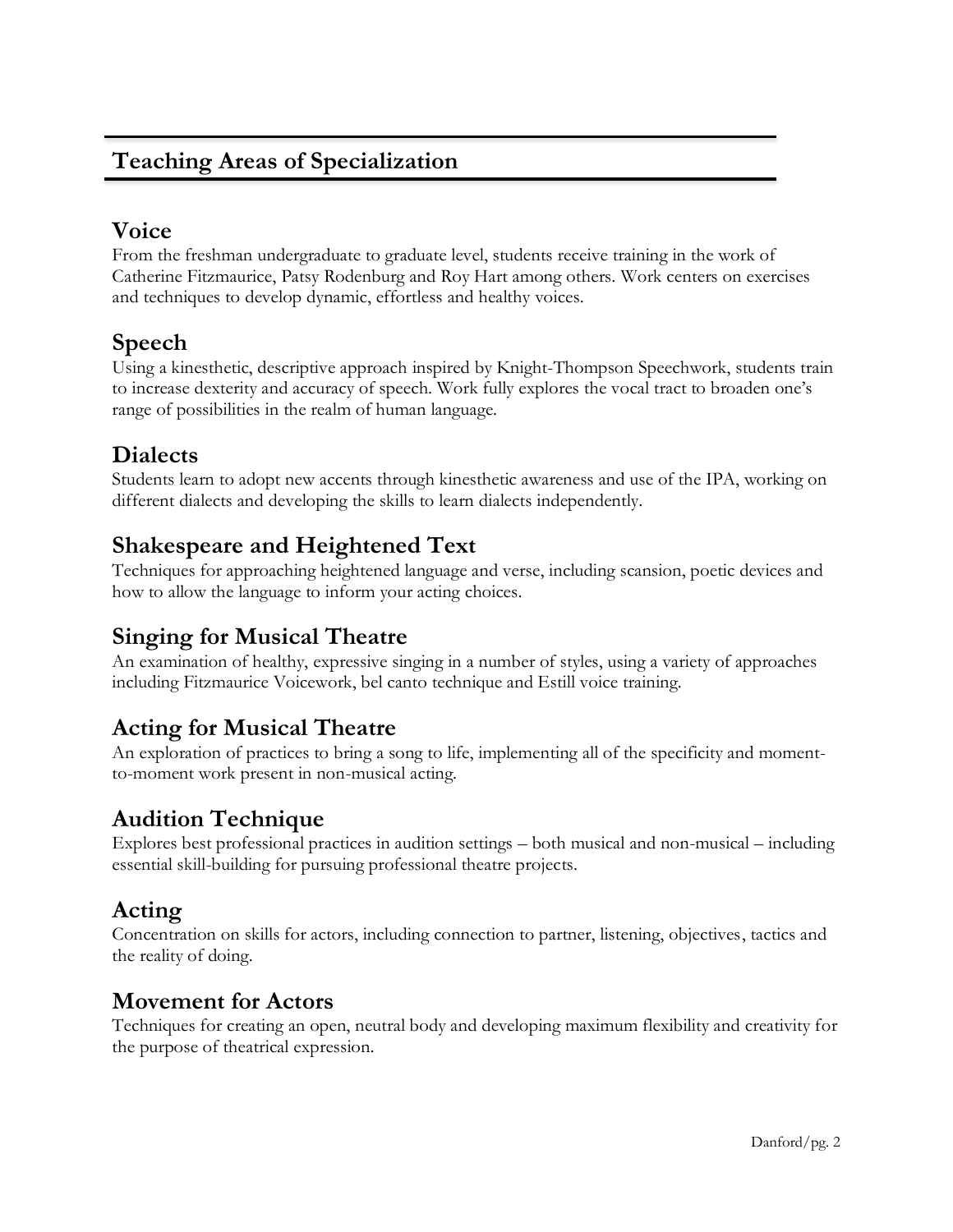## Teaching Areas of Specialization

### Voice

From the freshman undergraduate to graduate level, students receive training in the work of Catherine Fitzmaurice, Patsy Rodenburg and Roy Hart among others. Work centers on exercises and techniques to develop dynamic, effortless and healthy voices.

### Speech

Using a kinesthetic, descriptive approach inspired by Knight-Thompson Speechwork, students train to increase dexterity and accuracy of speech. Work fully explores the vocal tract to broaden one's range of possibilities in the realm of human language.

### Dialects

Students learn to adopt new accents through kinesthetic awareness and use of the IPA, working on different dialects and developing the skills to learn dialects independently.

### Shakespeare and Heightened Text

Techniques for approaching heightened language and verse, including scansion, poetic devices and how to allow the language to inform your acting choices.

### Singing for Musical Theatre

An examination of healthy, expressive singing in a number of styles, using a variety of approaches including Fitzmaurice Voicework, bel canto technique and Estill voice training.

### Acting for Musical Theatre

An exploration of practices to bring a song to life, implementing all of the specificity and moment-to-moment work present in non-musical acting.

### Audition Technique

Explores best professional practices in audition settings – both musical and non-musical – including essential skill-building for pursuing professional theatre projects.

### Acting

Concentration on skills for actors, including connection to partner, listening, objectives, tactics and the reality of doing.

### Movement for Actors

Techniques for creating an open, neutral body and developing maximum flexibility and creativity for the purpose of theatrical expression.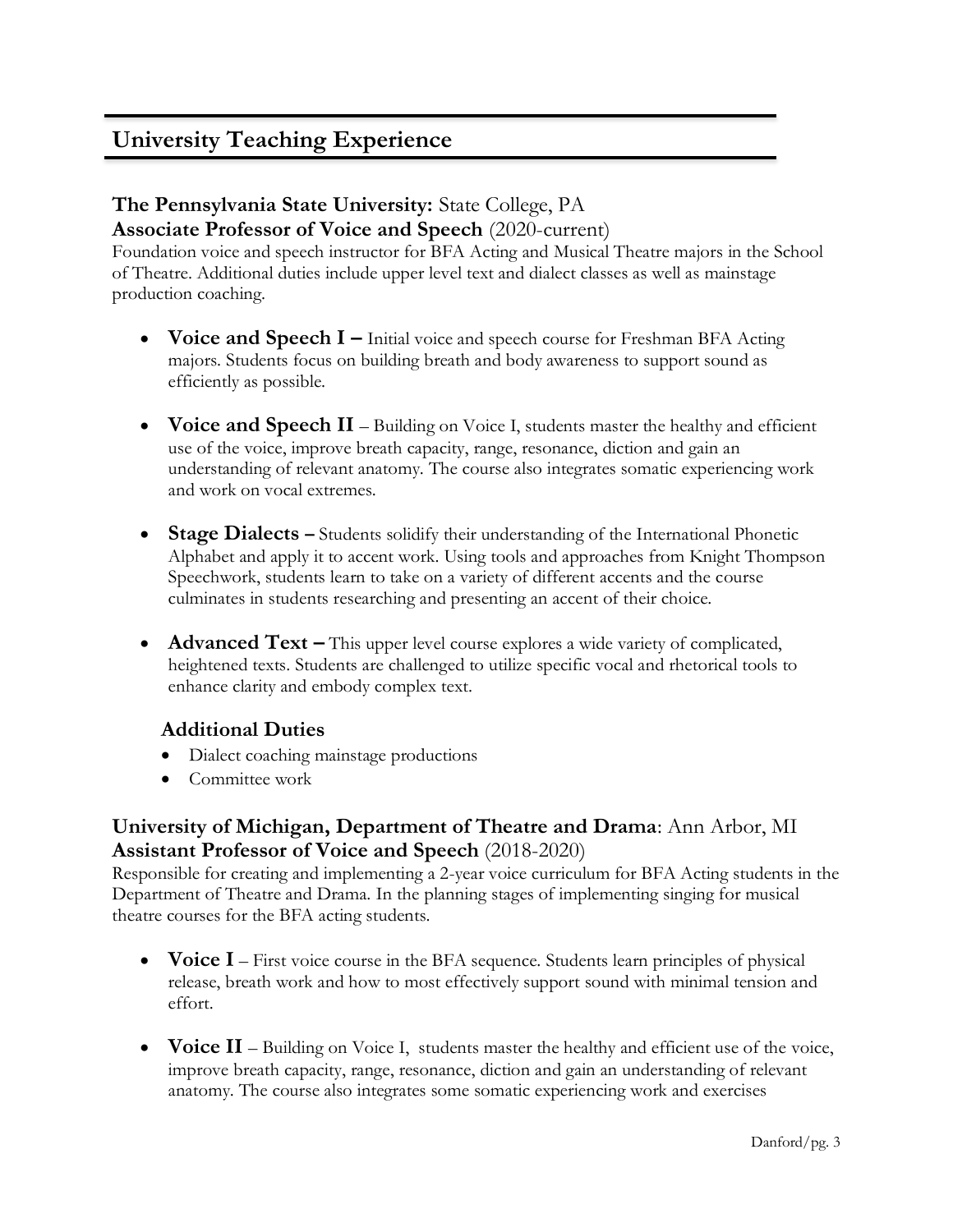## University Teaching Experience

### The Pennsylvania State University: State College, PA
**Associate Professor of Voice and Speech** (2020-current)

Foundation voice and speech instructor for BFA Acting and Musical Theatre majors in the School of Theatre. Additional duties include upper level text and dialect classes as well as mainstage production coaching.

- **Voice and Speech I –** Initial voice and speech course for Freshman BFA Acting majors. Students focus on building breath and body awareness to support sound as efficiently as possible.

- **Voice and Speech II** – Building on Voice I, students master the healthy and efficient use of the voice, improve breath capacity, range, resonance, diction and gain an understanding of relevant anatomy. The course also integrates somatic experiencing work and work on vocal extremes.

- **Stage Dialects –** Students solidify their understanding of the International Phonetic Alphabet and apply it to accent work. Using tools and approaches from Knight Thompson Speechwork, students learn to take on a variety of different accents and the course culminates in students researching and presenting an accent of their choice.

- **Advanced Text –** This upper level course explores a wide variety of complicated, heightened texts. Students are challenged to utilize specific vocal and rhetorical tools to enhance clarity and embody complex text.

#### Additional Duties

- Dialect coaching mainstage productions
- Committee work

### University of Michigan, Department of Theatre and Drama: Ann Arbor, MI
**Assistant Professor of Voice and Speech** (2018-2020)

Responsible for creating and implementing a 2-year voice curriculum for BFA Acting students in the Department of Theatre and Drama. In the planning stages of implementing singing for musical theatre courses for the BFA acting students.

- **Voice I** – First voice course in the BFA sequence. Students learn principles of physical release, breath work and how to most effectively support sound with minimal tension and effort.

- **Voice II** – Building on Voice I, students master the healthy and efficient use of the voice, improve breath capacity, range, resonance, diction and gain an understanding of relevant anatomy. The course also integrates some somatic experiencing work and exercises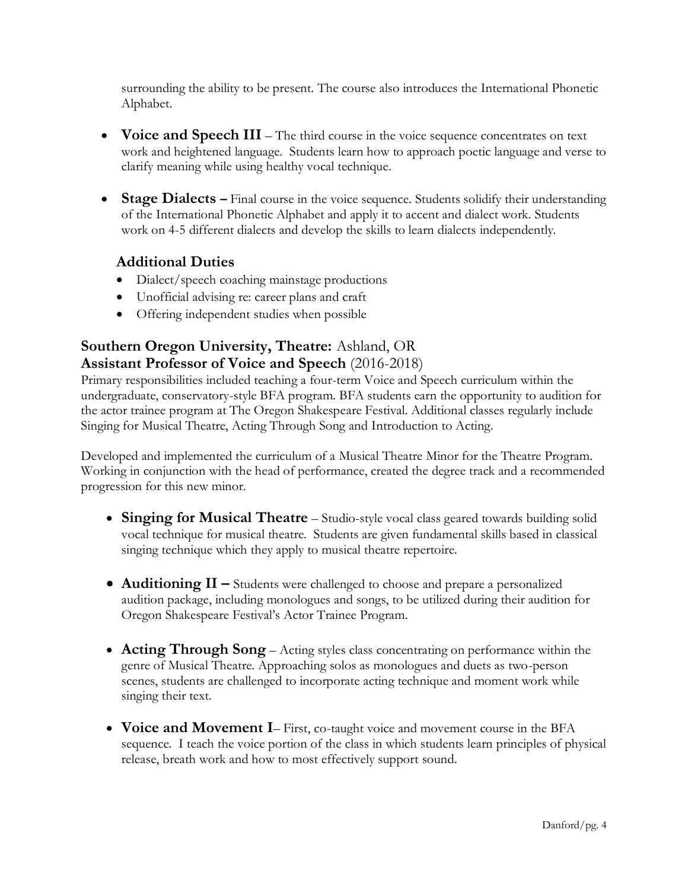surrounding the ability to be present. The course also introduces the International Phonetic Alphabet.

- **Voice and Speech III** – The third course in the voice sequence concentrates on text work and heightened language. Students learn how to approach poetic language and verse to clarify meaning while using healthy vocal technique.

- **Stage Dialects –** Final course in the voice sequence. Students solidify their understanding of the International Phonetic Alphabet and apply it to accent and dialect work. Students work on 4-5 different dialects and develop the skills to learn dialects independently.

### Additional Duties

- Dialect/speech coaching mainstage productions
- Unofficial advising re: career plans and craft
- Offering independent studies when possible

## Southern Oregon University, Theatre: Ashland, OR
## Assistant Professor of Voice and Speech (2016-2018)

Primary responsibilities included teaching a four-term Voice and Speech curriculum within the undergraduate, conservatory-style BFA program. BFA students earn the opportunity to audition for the actor trainee program at The Oregon Shakespeare Festival. Additional classes regularly include Singing for Musical Theatre, Acting Through Song and Introduction to Acting.

Developed and implemented the curriculum of a Musical Theatre Minor for the Theatre Program. Working in conjunction with the head of performance, created the degree track and a recommended progression for this new minor.

- **Singing for Musical Theatre** – Studio-style vocal class geared towards building solid vocal technique for musical theatre. Students are given fundamental skills based in classical singing technique which they apply to musical theatre repertoire.

- **Auditioning II –** Students were challenged to choose and prepare a personalized audition package, including monologues and songs, to be utilized during their audition for Oregon Shakespeare Festival's Actor Trainee Program.

- **Acting Through Song** – Acting styles class concentrating on performance within the genre of Musical Theatre. Approaching solos as monologues and duets as two-person scenes, students are challenged to incorporate acting technique and moment work while singing their text.

- **Voice and Movement I**– First, co-taught voice and movement course in the BFA sequence. I teach the voice portion of the class in which students learn principles of physical release, breath work and how to most effectively support sound.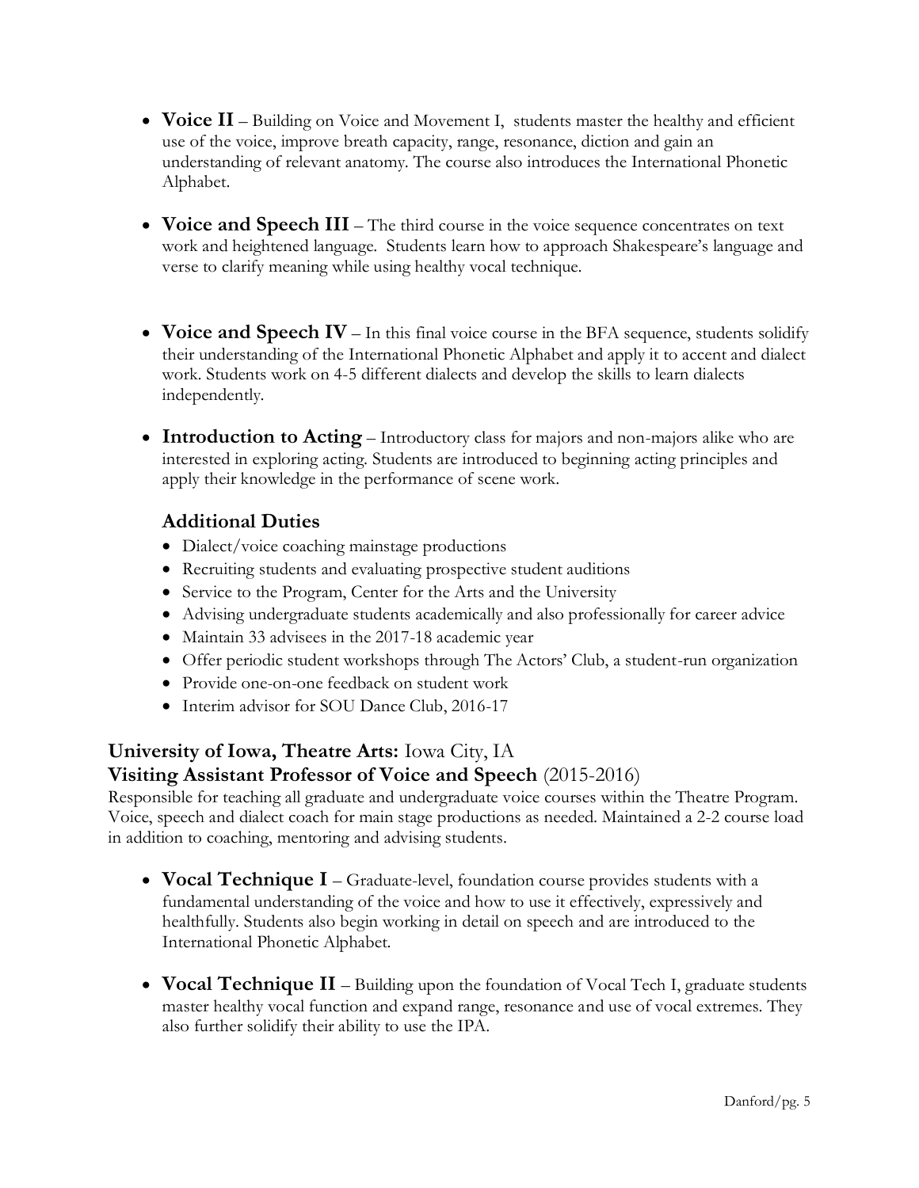- **Voice II** – Building on Voice and Movement I, students master the healthy and efficient use of the voice, improve breath capacity, range, resonance, diction and gain an understanding of relevant anatomy. The course also introduces the International Phonetic Alphabet.

- **Voice and Speech III** – The third course in the voice sequence concentrates on text work and heightened language. Students learn how to approach Shakespeare's language and verse to clarify meaning while using healthy vocal technique.

- **Voice and Speech IV** – In this final voice course in the BFA sequence, students solidify their understanding of the International Phonetic Alphabet and apply it to accent and dialect work. Students work on 4-5 different dialects and develop the skills to learn dialects independently.

- **Introduction to Acting** – Introductory class for majors and non-majors alike who are interested in exploring acting. Students are introduced to beginning acting principles and apply their knowledge in the performance of scene work.

### Additional Duties

- Dialect/voice coaching mainstage productions
- Recruiting students and evaluating prospective student auditions
- Service to the Program, Center for the Arts and the University
- Advising undergraduate students academically and also professionally for career advice
- Maintain 33 advisees in the 2017-18 academic year
- Offer periodic student workshops through The Actors' Club, a student-run organization
- Provide one-on-one feedback on student work
- Interim advisor for SOU Dance Club, 2016-17

### **University of Iowa, Theatre Arts:** Iowa City, IA
### **Visiting Assistant Professor of Voice and Speech** (2015-2016)

Responsible for teaching all graduate and undergraduate voice courses within the Theatre Program. Voice, speech and dialect coach for main stage productions as needed. Maintained a 2-2 course load in addition to coaching, mentoring and advising students.

- **Vocal Technique I** – Graduate-level, foundation course provides students with a fundamental understanding of the voice and how to use it effectively, expressively and healthfully. Students also begin working in detail on speech and are introduced to the International Phonetic Alphabet.

- **Vocal Technique II** – Building upon the foundation of Vocal Tech I, graduate students master healthy vocal function and expand range, resonance and use of vocal extremes. They also further solidify their ability to use the IPA.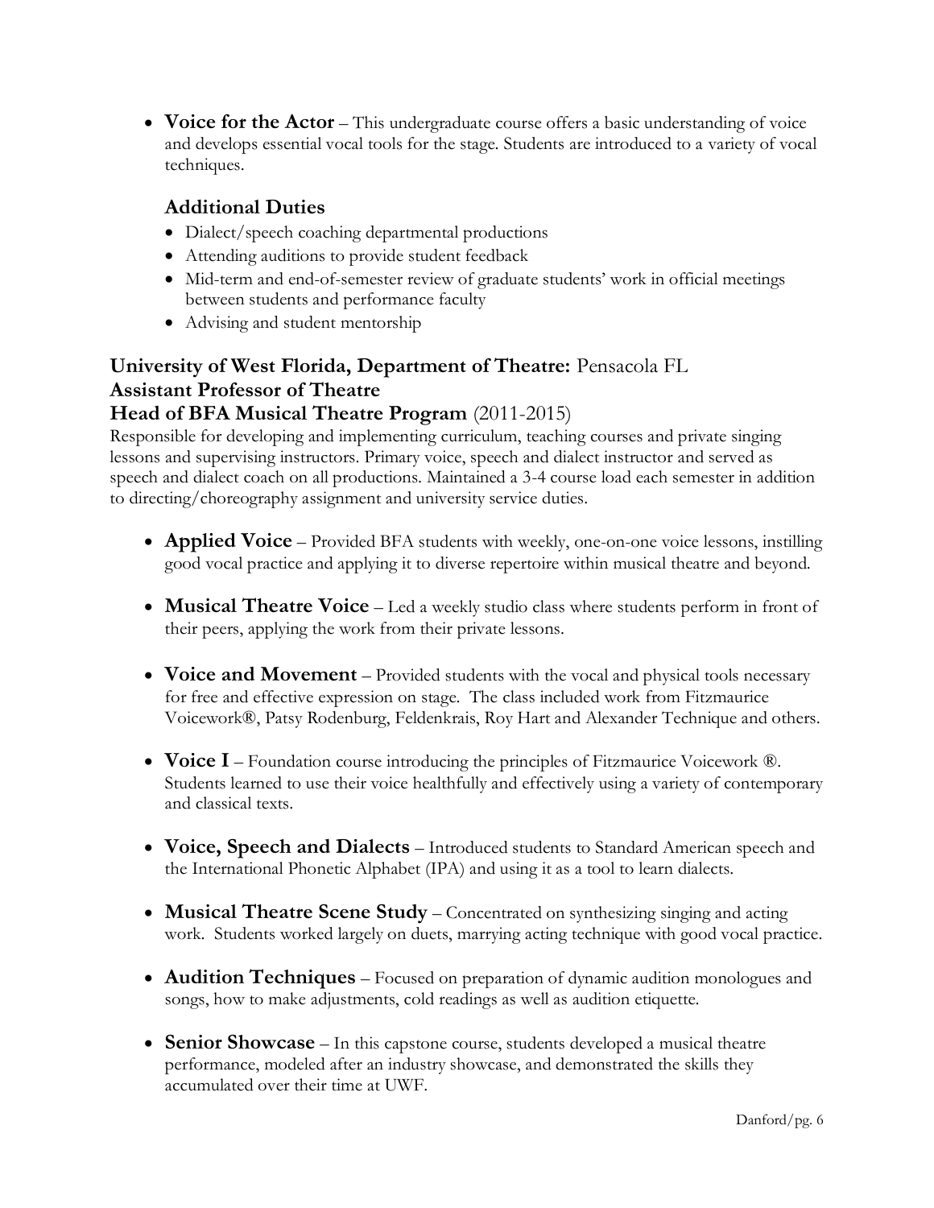- **Voice for the Actor** – This undergraduate course offers a basic understanding of voice and develops essential vocal tools for the stage. Students are introduced to a variety of vocal techniques.

### Additional Duties

- Dialect/speech coaching departmental productions
- Attending auditions to provide student feedback
- Mid-term and end-of-semester review of graduate students' work in official meetings between students and performance faculty
- Advising and student mentorship

**University of West Florida, Department of Theatre:** Pensacola FL
**Assistant Professor of Theatre**
**Head of BFA Musical Theatre Program** (2011-2015)

Responsible for developing and implementing curriculum, teaching courses and private singing lessons and supervising instructors. Primary voice, speech and dialect instructor and served as speech and dialect coach on all productions. Maintained a 3-4 course load each semester in addition to directing/choreography assignment and university service duties.

- **Applied Voice** – Provided BFA students with weekly, one-on-one voice lessons, instilling good vocal practice and applying it to diverse repertoire within musical theatre and beyond.

- **Musical Theatre Voice** – Led a weekly studio class where students perform in front of their peers, applying the work from their private lessons.

- **Voice and Movement** – Provided students with the vocal and physical tools necessary for free and effective expression on stage. The class included work from Fitzmaurice Voicework®, Patsy Rodenburg, Feldenkrais, Roy Hart and Alexander Technique and others.

- **Voice I** – Foundation course introducing the principles of Fitzmaurice Voicework ®. Students learned to use their voice healthfully and effectively using a variety of contemporary and classical texts.

- **Voice, Speech and Dialects** – Introduced students to Standard American speech and the International Phonetic Alphabet (IPA) and using it as a tool to learn dialects.

- **Musical Theatre Scene Study** – Concentrated on synthesizing singing and acting work. Students worked largely on duets, marrying acting technique with good vocal practice.

- **Audition Techniques** – Focused on preparation of dynamic audition monologues and songs, how to make adjustments, cold readings as well as audition etiquette.

- **Senior Showcase** – In this capstone course, students developed a musical theatre performance, modeled after an industry showcase, and demonstrated the skills they accumulated over their time at UWF.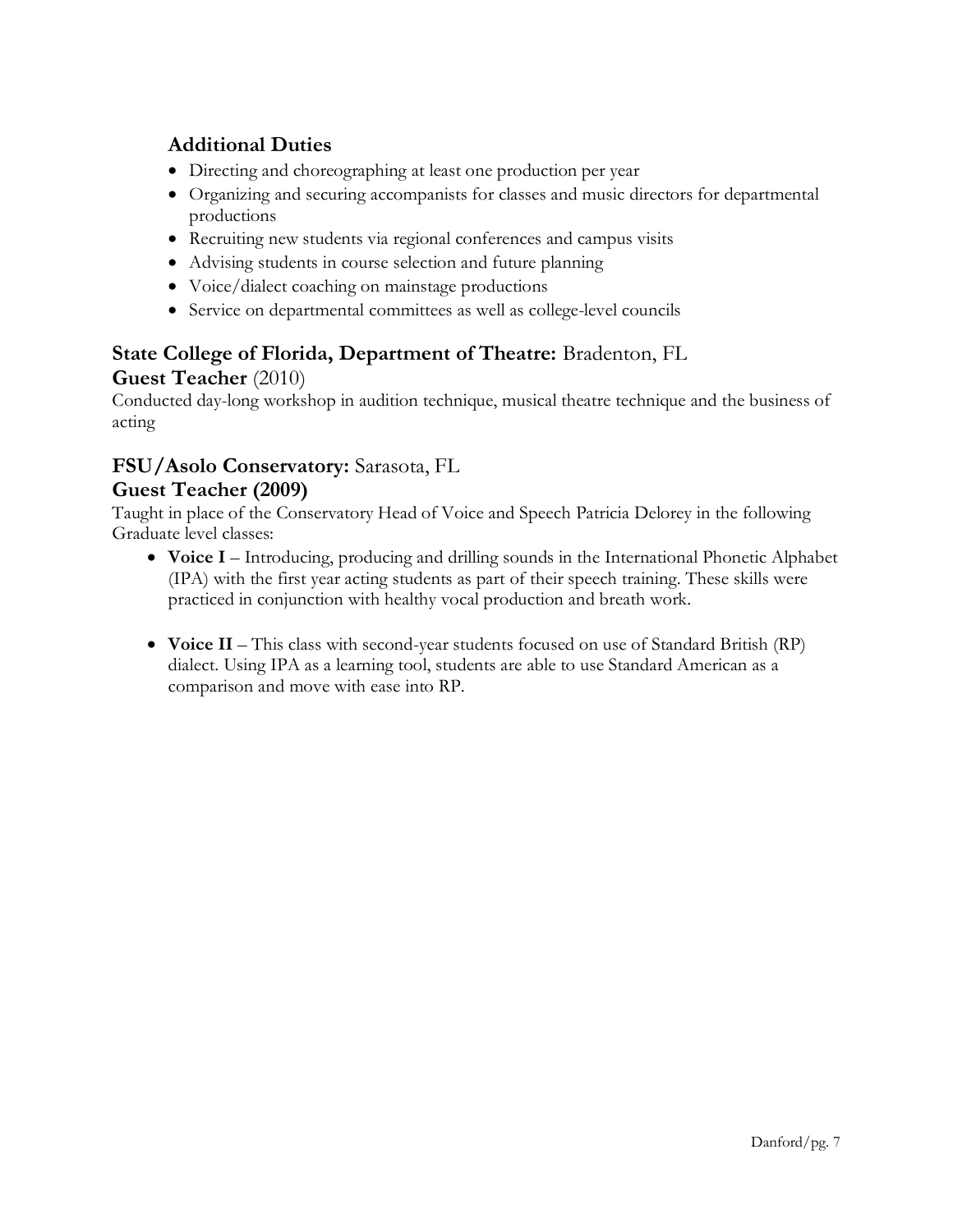### Additional Duties

- Directing and choreographing at least one production per year
- Organizing and securing accompanists for classes and music directors for departmental productions
- Recruiting new students via regional conferences and campus visits
- Advising students in course selection and future planning
- Voice/dialect coaching on mainstage productions
- Service on departmental committees as well as college-level councils

**State College of Florida, Department of Theatre:** Bradenton, FL
**Guest Teacher** (2010)
Conducted day-long workshop in audition technique, musical theatre technique and the business of acting

**FSU/Asolo Conservatory:** Sarasota, FL
**Guest Teacher (2009)**
Taught in place of the Conservatory Head of Voice and Speech Patricia Delorey in the following Graduate level classes:

- **Voice I** – Introducing, producing and drilling sounds in the International Phonetic Alphabet (IPA) with the first year acting students as part of their speech training. These skills were practiced in conjunction with healthy vocal production and breath work.

- **Voice II** – This class with second-year students focused on use of Standard British (RP) dialect. Using IPA as a learning tool, students are able to use Standard American as a comparison and move with ease into RP.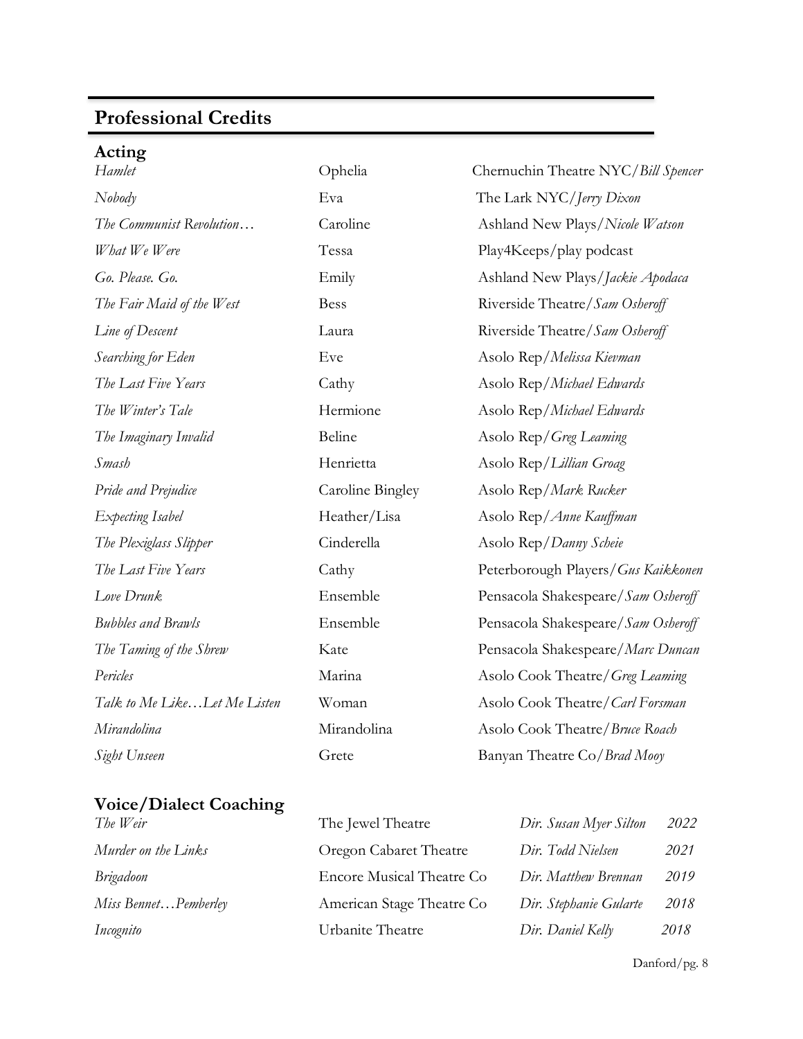## Professional Credits

### Acting

| | | |
|---|---|---|
| *Hamlet* | Ophelia | Chernuchin Theatre NYC/*Bill Spencer* |
| *Nobody* | Eva | The Lark NYC/*Jerry Dixon* |
| *The Communist Revolution…* | Caroline | Ashland New Plays/*Nicole Watson* |
| *What We Were* | Tessa | Play4Keeps/play podcast |
| *Go. Please. Go.* | Emily | Ashland New Plays/*Jackie Apodaca* |
| *The Fair Maid of the West* | Bess | Riverside Theatre/*Sam Osheroff* |
| *Line of Descent* | Laura | Riverside Theatre/*Sam Osheroff* |
| *Searching for Eden* | Eve | Asolo Rep/*Melissa Kievman* |
| *The Last Five Years* | Cathy | Asolo Rep/*Michael Edwards* |
| *The Winter's Tale* | Hermione | Asolo Rep/*Michael Edwards* |
| *The Imaginary Invalid* | Beline | Asolo Rep/*Greg Leaming* |
| *Smash* | Henrietta | Asolo Rep/*Lillian Groag* |
| *Pride and Prejudice* | Caroline Bingley | Asolo Rep/*Mark Rucker* |
| *Expecting Isabel* | Heather/Lisa | Asolo Rep/*Anne Kauffman* |
| *The Plexiglass Slipper* | Cinderella | Asolo Rep/*Danny Scheie* |
| *The Last Five Years* | Cathy | Peterborough Players/*Gus Kaikkonen* |
| *Love Drunk* | Ensemble | Pensacola Shakespeare/*Sam Osheroff* |
| *Bubbles and Brawls* | Ensemble | Pensacola Shakespeare/*Sam Osheroff* |
| *The Taming of the Shrew* | Kate | Pensacola Shakespeare/*Marc Duncan* |
| *Pericles* | Marina | Asolo Cook Theatre/*Greg Leaming* |
| *Talk to Me Like…Let Me Listen* | Woman | Asolo Cook Theatre/*Carl Forsman* |
| *Mirandolina* | Mirandolina | Asolo Cook Theatre/*Bruce Roach* |
| *Sight Unseen* | Grete | Banyan Theatre Co/*Brad Mooy* |

### Voice/Dialect Coaching

| | | | |
|---|---|---|---|
| *The Weir* | The Jewel Theatre | *Dir. Susan Myer Silton* | *2022* |
| *Murder on the Links* | Oregon Cabaret Theatre | *Dir. Todd Nielsen* | *2021* |
| *Brigadoon* | Encore Musical Theatre Co | *Dir. Matthew Brennan* | *2019* |
| *Miss Bennet…Pemberley* | American Stage Theatre Co | *Dir. Stephanie Gularte* | *2018* |
| *Incognito* | Urbanite Theatre | *Dir. Daniel Kelly* | *2018* |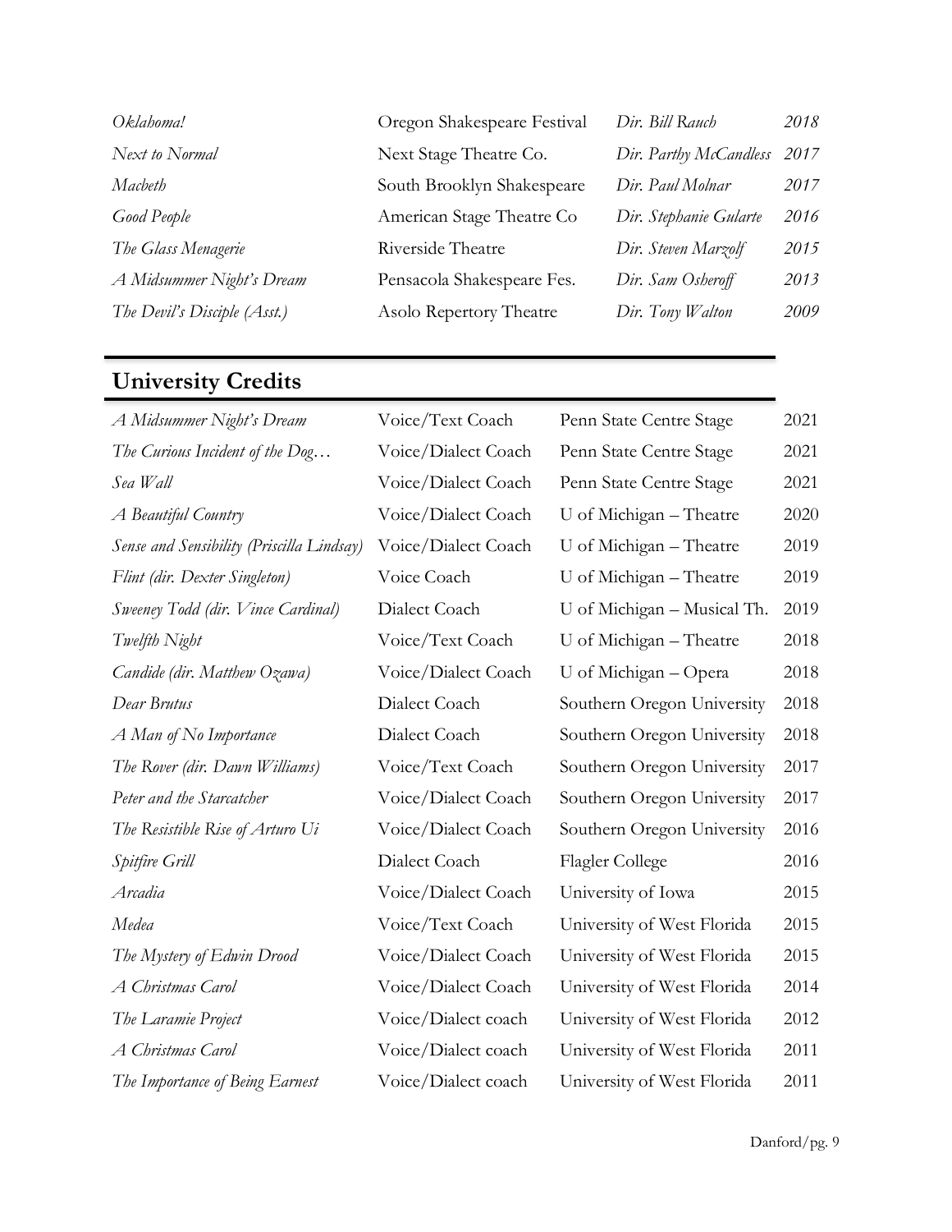| | | | |
|---|---|---|---|
| *Oklahoma!* | Oregon Shakespeare Festival | *Dir. Bill Rauch* | *2018* |
| *Next to Normal* | Next Stage Theatre Co. | *Dir. Parthy McCandless* | *2017* |
| *Macbeth* | South Brooklyn Shakespeare | *Dir. Paul Molnar* | *2017* |
| *Good People* | American Stage Theatre Co | *Dir. Stephanie Gularte* | *2016* |
| *The Glass Menagerie* | Riverside Theatre | *Dir. Steven Marzolf* | *2015* |
| *A Midsummer Night's Dream* | Pensacola Shakespeare Fes. | *Dir. Sam Osheroff* | *2013* |
| *The Devil's Disciple (Asst.)* | Asolo Repertory Theatre | *Dir. Tony Walton* | *2009* |

## University Credits

| | | | |
|---|---|---|---|
| *A Midsummer Night's Dream* | Voice/Text Coach | Penn State Centre Stage | 2021 |
| *The Curious Incident of the Dog…* | Voice/Dialect Coach | Penn State Centre Stage | 2021 |
| *Sea Wall* | Voice/Dialect Coach | Penn State Centre Stage | 2021 |
| *A Beautiful Country* | Voice/Dialect Coach | U of Michigan – Theatre | 2020 |
| *Sense and Sensibility (Priscilla Lindsay)* | Voice/Dialect Coach | U of Michigan – Theatre | 2019 |
| *Flint (dir. Dexter Singleton)* | Voice Coach | U of Michigan – Theatre | 2019 |
| *Sweeney Todd (dir. Vince Cardinal)* | Dialect Coach | U of Michigan – Musical Th. | 2019 |
| *Twelfth Night* | Voice/Text Coach | U of Michigan – Theatre | 2018 |
| *Candide (dir. Matthew Ozawa)* | Voice/Dialect Coach | U of Michigan – Opera | 2018 |
| *Dear Brutus* | Dialect Coach | Southern Oregon University | 2018 |
| *A Man of No Importance* | Dialect Coach | Southern Oregon University | 2018 |
| *The Rover (dir. Dawn Williams)* | Voice/Text Coach | Southern Oregon University | 2017 |
| *Peter and the Starcatcher* | Voice/Dialect Coach | Southern Oregon University | 2017 |
| *The Resistible Rise of Arturo Ui* | Voice/Dialect Coach | Southern Oregon University | 2016 |
| *Spitfire Grill* | Dialect Coach | Flagler College | 2016 |
| *Arcadia* | Voice/Dialect Coach | University of Iowa | 2015 |
| *Medea* | Voice/Text Coach | University of West Florida | 2015 |
| *The Mystery of Edwin Drood* | Voice/Dialect Coach | University of West Florida | 2015 |
| *A Christmas Carol* | Voice/Dialect Coach | University of West Florida | 2014 |
| *The Laramie Project* | Voice/Dialect coach | University of West Florida | 2012 |
| *A Christmas Carol* | Voice/Dialect coach | University of West Florida | 2011 |
| *The Importance of Being Earnest* | Voice/Dialect coach | University of West Florida | 2011 |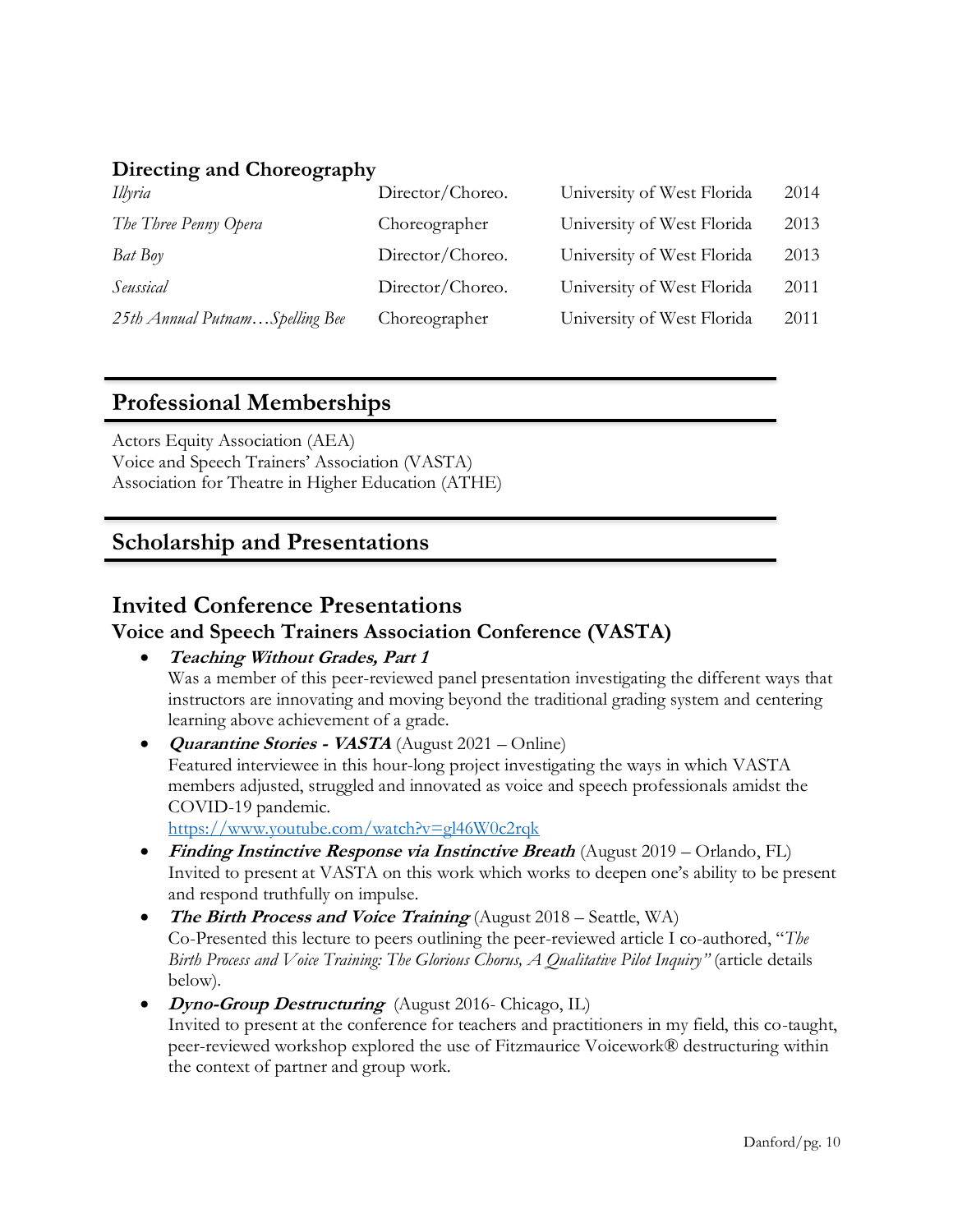### Directing and Choreography

| | | | |
|---|---|---|---|
| *Illyria* | Director/Choreo. | University of West Florida | 2014 |
| *The Three Penny Opera* | Choreographer | University of West Florida | 2013 |
| *Bat Boy* | Director/Choreo. | University of West Florida | 2013 |
| *Seussical* | Director/Choreo. | University of West Florida | 2011 |
| *25th Annual Putnam…Spelling Bee* | Choreographer | University of West Florida | 2011 |

## Professional Memberships

Actors Equity Association (AEA)
Voice and Speech Trainers' Association (VASTA)
Association for Theatre in Higher Education (ATHE)

## Scholarship and Presentations

## Invited Conference Presentations

### Voice and Speech Trainers Association Conference (VASTA)

- ***Teaching Without Grades, Part 1***
  Was a member of this peer-reviewed panel presentation investigating the different ways that instructors are innovating and moving beyond the traditional grading system and centering learning above achievement of a grade.
- ***Quarantine Stories - VASTA*** (August 2021 – Online)
  Featured interviewee in this hour-long project investigating the ways in which VASTA members adjusted, struggled and innovated as voice and speech professionals amidst the COVID-19 pandemic.
  https://www.youtube.com/watch?v=gl46W0c2rqk
- ***Finding Instinctive Response via Instinctive Breath*** (August 2019 – Orlando, FL)
  Invited to present at VASTA on this work which works to deepen one's ability to be present and respond truthfully on impulse.
- ***The Birth Process and Voice Training*** (August 2018 – Seattle, WA)
  Co-Presented this lecture to peers outlining the peer-reviewed article I co-authored, "*The Birth Process and Voice Training: The Glorious Chorus, A Qualitative Pilot Inquiry"* (article details below).
- ***Dyno-Group Destructuring*** (August 2016- Chicago, IL)
  Invited to present at the conference for teachers and practitioners in my field, this co-taught, peer-reviewed workshop explored the use of Fitzmaurice Voicework® destructuring within the context of partner and group work.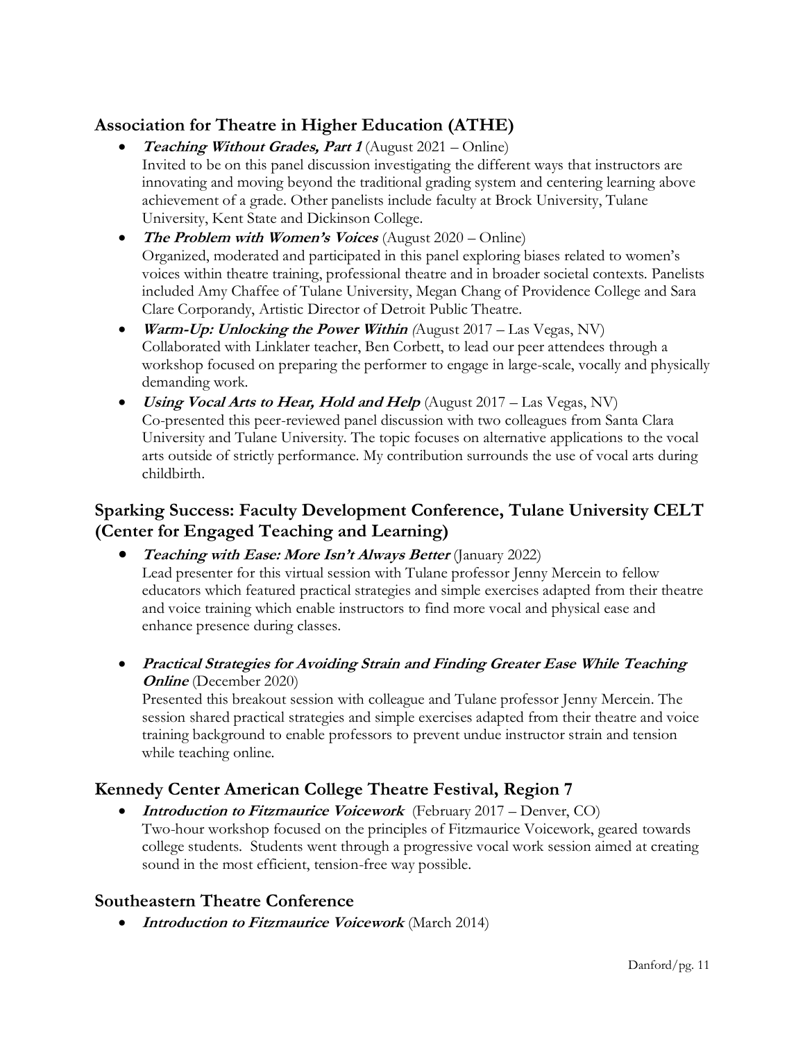## Association for Theatre in Higher Education (ATHE)

- ***Teaching Without Grades, Part 1*** (August 2021 – Online)
  Invited to be on this panel discussion investigating the different ways that instructors are innovating and moving beyond the traditional grading system and centering learning above achievement of a grade. Other panelists include faculty at Brock University, Tulane University, Kent State and Dickinson College.
- ***The Problem with Women's Voices*** (August 2020 – Online)
  Organized, moderated and participated in this panel exploring biases related to women's voices within theatre training, professional theatre and in broader societal contexts. Panelists included Amy Chaffee of Tulane University, Megan Chang of Providence College and Sara Clare Corporandy, Artistic Director of Detroit Public Theatre.
- ***Warm-Up: Unlocking the Power Within*** *(*August 2017 – Las Vegas, NV)
  Collaborated with Linklater teacher, Ben Corbett, to lead our peer attendees through a workshop focused on preparing the performer to engage in large-scale, vocally and physically demanding work.
- ***Using Vocal Arts to Hear, Hold and Help*** (August 2017 – Las Vegas, NV)
  Co-presented this peer-reviewed panel discussion with two colleagues from Santa Clara University and Tulane University. The topic focuses on alternative applications to the vocal arts outside of strictly performance. My contribution surrounds the use of vocal arts during childbirth.

## Sparking Success: Faculty Development Conference, Tulane University CELT (Center for Engaged Teaching and Learning)

- ***Teaching with Ease: More Isn't Always Better*** (January 2022)
  Lead presenter for this virtual session with Tulane professor Jenny Mercein to fellow educators which featured practical strategies and simple exercises adapted from their theatre and voice training which enable instructors to find more vocal and physical ease and enhance presence during classes.

- ***Practical Strategies for Avoiding Strain and Finding Greater Ease While Teaching Online*** (December 2020)
  Presented this breakout session with colleague and Tulane professor Jenny Mercein. The session shared practical strategies and simple exercises adapted from their theatre and voice training background to enable professors to prevent undue instructor strain and tension while teaching online.

## Kennedy Center American College Theatre Festival, Region 7

- ***Introduction to Fitzmaurice Voicework*** (February 2017 – Denver, CO)
  Two-hour workshop focused on the principles of Fitzmaurice Voicework, geared towards college students. Students went through a progressive vocal work session aimed at creating sound in the most efficient, tension-free way possible.

## Southeastern Theatre Conference

- ***Introduction to Fitzmaurice Voicework*** (March 2014)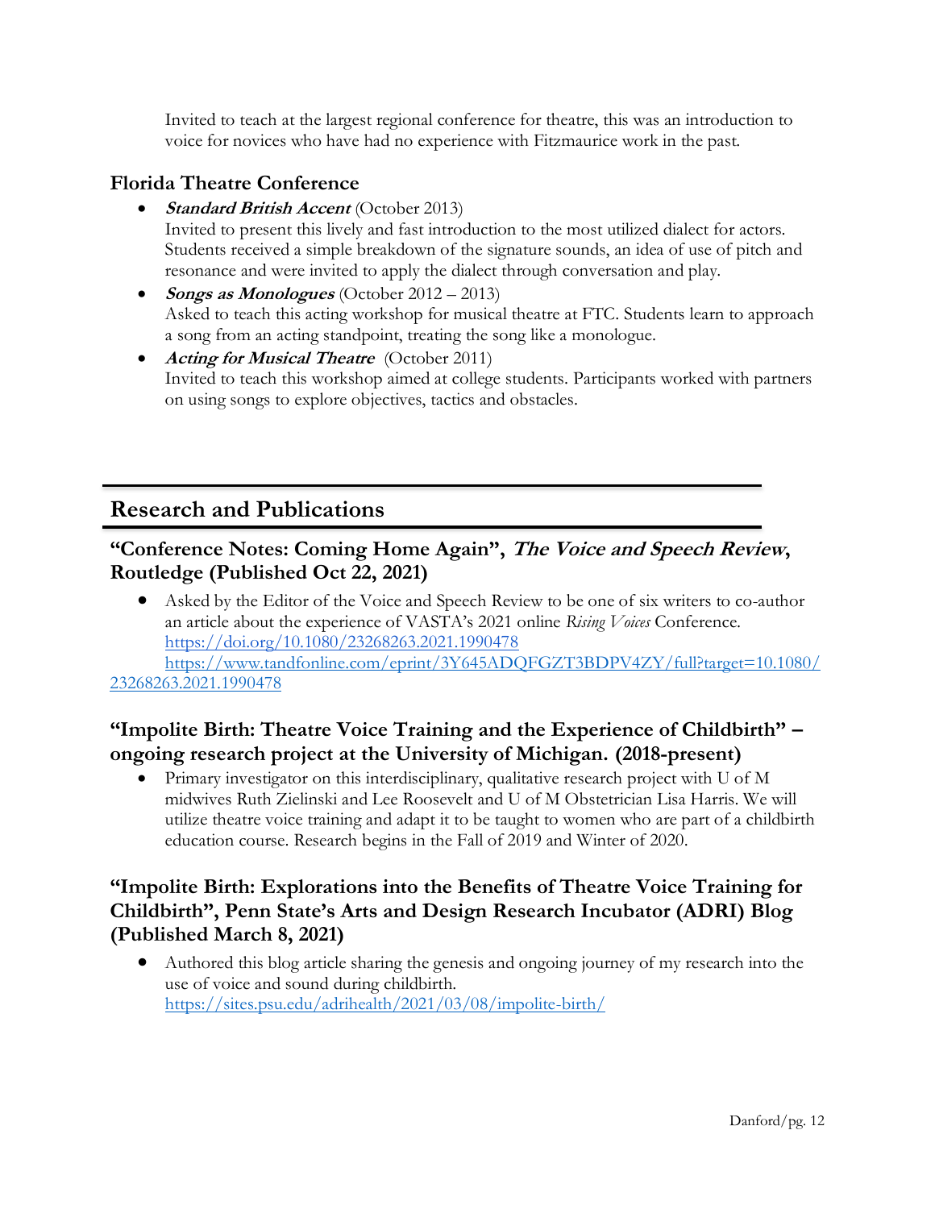Invited to teach at the largest regional conference for theatre, this was an introduction to voice for novices who have had no experience with Fitzmaurice work in the past.

### Florida Theatre Conference

- ***Standard British Accent*** (October 2013)
  Invited to present this lively and fast introduction to the most utilized dialect for actors. Students received a simple breakdown of the signature sounds, an idea of use of pitch and resonance and were invited to apply the dialect through conversation and play.
- ***Songs as Monologues*** (October 2012 – 2013)
  Asked to teach this acting workshop for musical theatre at FTC. Students learn to approach a song from an acting standpoint, treating the song like a monologue.
- ***Acting for Musical Theatre*** (October 2011)
  Invited to teach this workshop aimed at college students. Participants worked with partners on using songs to explore objectives, tactics and obstacles.

## Research and Publications

### "Conference Notes: Coming Home Again", *The Voice and Speech Review*, Routledge (Published Oct 22, 2021)

- Asked by the Editor of the Voice and Speech Review to be one of six writers to co-author an article about the experience of VASTA's 2021 online *Rising Voices* Conference.
  https://doi.org/10.1080/23268263.2021.1990478
  https://www.tandfonline.com/eprint/3Y645ADQFGZT3BDPV4ZY/full?target=10.1080/23268263.2021.1990478

### "Impolite Birth: Theatre Voice Training and the Experience of Childbirth" – ongoing research project at the University of Michigan. (2018-present)

- Primary investigator on this interdisciplinary, qualitative research project with U of M midwives Ruth Zielinski and Lee Roosevelt and U of M Obstetrician Lisa Harris. We will utilize theatre voice training and adapt it to be taught to women who are part of a childbirth education course. Research begins in the Fall of 2019 and Winter of 2020.

### "Impolite Birth: Explorations into the Benefits of Theatre Voice Training for Childbirth", Penn State's Arts and Design Research Incubator (ADRI) Blog (Published March 8, 2021)

- Authored this blog article sharing the genesis and ongoing journey of my research into the use of voice and sound during childbirth.
  https://sites.psu.edu/adrihealth/2021/03/08/impolite-birth/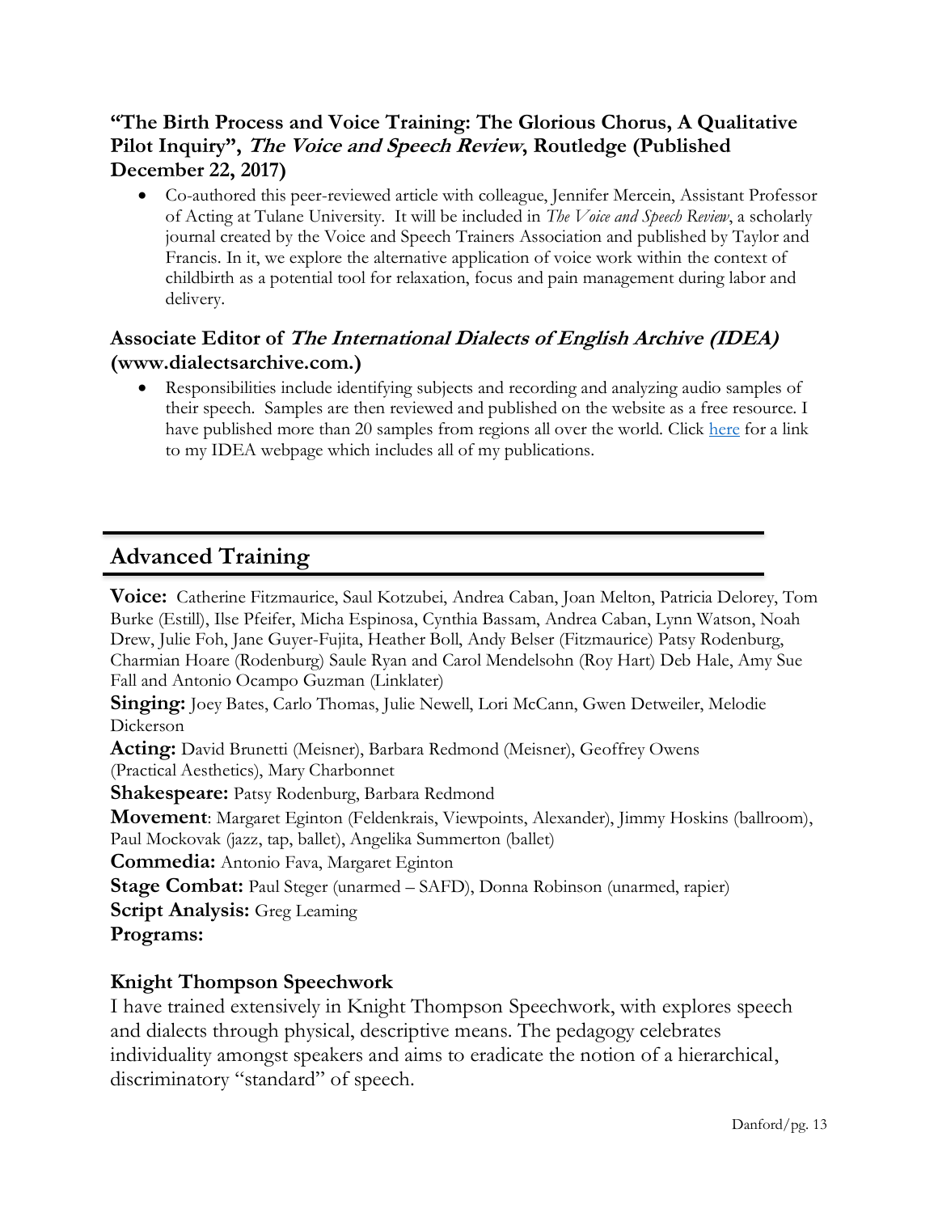### "The Birth Process and Voice Training: The Glorious Chorus, A Qualitative Pilot Inquiry", *The Voice and Speech Review*, Routledge (Published December 22, 2017)

- Co-authored this peer-reviewed article with colleague, Jennifer Mercein, Assistant Professor of Acting at Tulane University. It will be included in *The Voice and Speech Review*, a scholarly journal created by the Voice and Speech Trainers Association and published by Taylor and Francis. In it, we explore the alternative application of voice work within the context of childbirth as a potential tool for relaxation, focus and pain management during labor and delivery.

### Associate Editor of *The International Dialects of English Archive (IDEA)* (www.dialectsarchive.com.)

- Responsibilities include identifying subjects and recording and analyzing audio samples of their speech. Samples are then reviewed and published on the website as a free resource. I have published more than 20 samples from regions all over the world. Click [here] for a link to my IDEA webpage which includes all of my publications.

## Advanced Training

**Voice:** Catherine Fitzmaurice, Saul Kotzubei, Andrea Caban, Joan Melton, Patricia Delorey, Tom Burke (Estill), Ilse Pfeifer, Micha Espinosa, Cynthia Bassam, Andrea Caban, Lynn Watson, Noah Drew, Julie Foh, Jane Guyer-Fujita, Heather Boll, Andy Belser (Fitzmaurice) Patsy Rodenburg, Charmian Hoare (Rodenburg) Saule Ryan and Carol Mendelsohn (Roy Hart) Deb Hale, Amy Sue Fall and Antonio Ocampo Guzman (Linklater)

**Singing:** Joey Bates, Carlo Thomas, Julie Newell, Lori McCann, Gwen Detweiler, Melodie Dickerson

**Acting:** David Brunetti (Meisner), Barbara Redmond (Meisner), Geoffrey Owens (Practical Aesthetics), Mary Charbonnet

**Shakespeare:** Patsy Rodenburg, Barbara Redmond

**Movement**: Margaret Eginton (Feldenkrais, Viewpoints, Alexander), Jimmy Hoskins (ballroom), Paul Mockovak (jazz, tap, ballet), Angelika Summerton (ballet)

**Commedia:** Antonio Fava, Margaret Eginton

**Stage Combat:** Paul Steger (unarmed – SAFD), Donna Robinson (unarmed, rapier)

**Script Analysis:** Greg Leaming

**Programs:**

### Knight Thompson Speechwork

I have trained extensively in Knight Thompson Speechwork, with explores speech and dialects through physical, descriptive means. The pedagogy celebrates individuality amongst speakers and aims to eradicate the notion of a hierarchical, discriminatory "standard" of speech.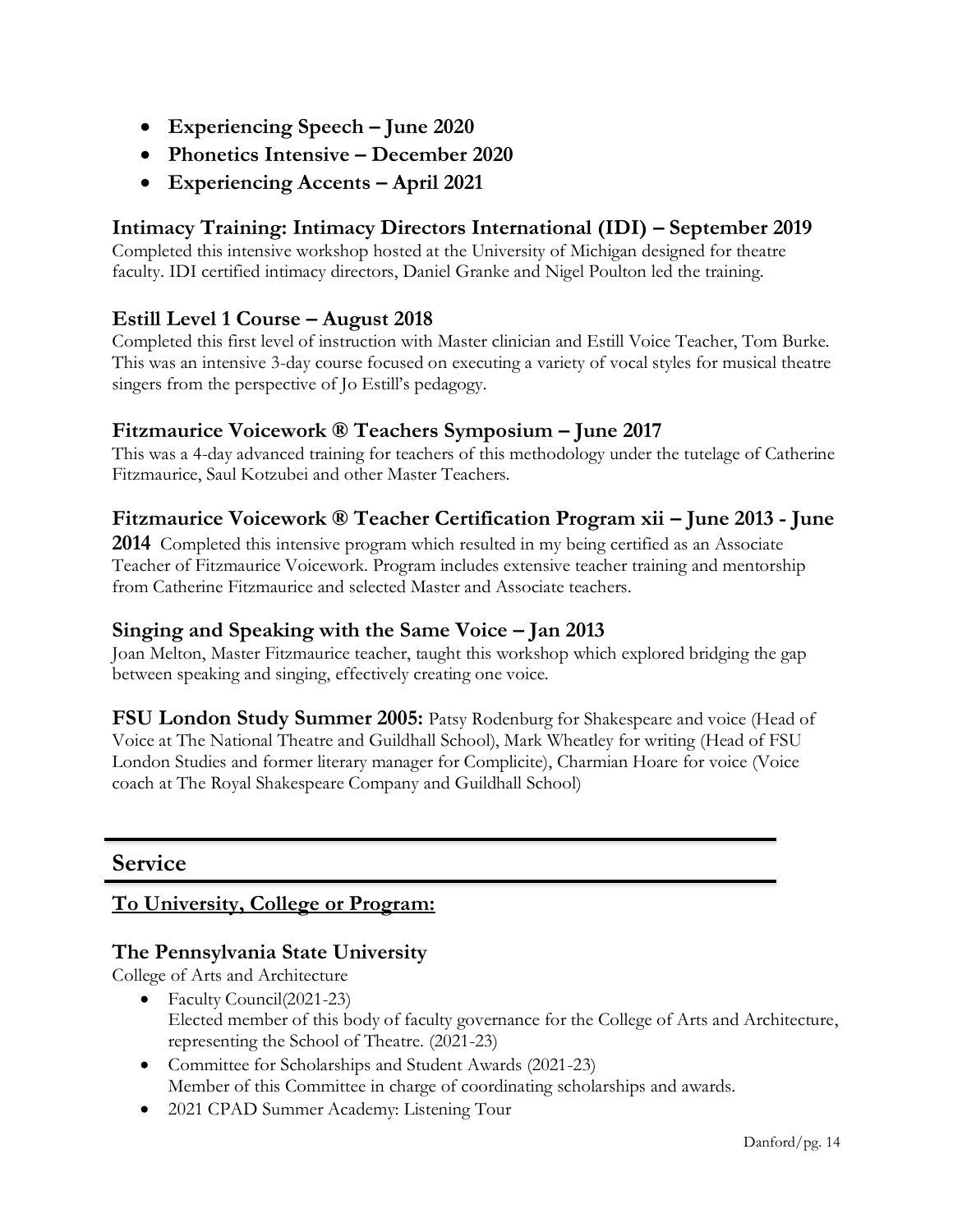- **Experiencing Speech – June 2020**
- **Phonetics Intensive – December 2020**
- **Experiencing Accents – April 2021**

### Intimacy Training: Intimacy Directors International (IDI) – September 2019

Completed this intensive workshop hosted at the University of Michigan designed for theatre faculty. IDI certified intimacy directors, Daniel Granke and Nigel Poulton led the training.

### Estill Level 1 Course – August 2018

Completed this first level of instruction with Master clinician and Estill Voice Teacher, Tom Burke. This was an intensive 3-day course focused on executing a variety of vocal styles for musical theatre singers from the perspective of Jo Estill's pedagogy.

### Fitzmaurice Voicework ® Teachers Symposium – June 2017

This was a 4-day advanced training for teachers of this methodology under the tutelage of Catherine Fitzmaurice, Saul Kotzubei and other Master Teachers.

### Fitzmaurice Voicework ® Teacher Certification Program xii – June 2013 - June 2014

Completed this intensive program which resulted in my being certified as an Associate Teacher of Fitzmaurice Voicework. Program includes extensive teacher training and mentorship from Catherine Fitzmaurice and selected Master and Associate teachers.

### Singing and Speaking with the Same Voice – Jan 2013

Joan Melton, Master Fitzmaurice teacher, taught this workshop which explored bridging the gap between speaking and singing, effectively creating one voice.

**FSU London Study Summer 2005:** Patsy Rodenburg for Shakespeare and voice (Head of Voice at The National Theatre and Guildhall School), Mark Wheatley for writing (Head of FSU London Studies and former literary manager for Complicite), Charmian Hoare for voice (Voice coach at The Royal Shakespeare Company and Guildhall School)

## Service

**To University, College or Program:**

### The Pennsylvania State University

College of Arts and Architecture

- Faculty Council(2021-23)
  Elected member of this body of faculty governance for the College of Arts and Architecture, representing the School of Theatre. (2021-23)
- Committee for Scholarships and Student Awards (2021-23)
  Member of this Committee in charge of coordinating scholarships and awards.
- 2021 CPAD Summer Academy: Listening Tour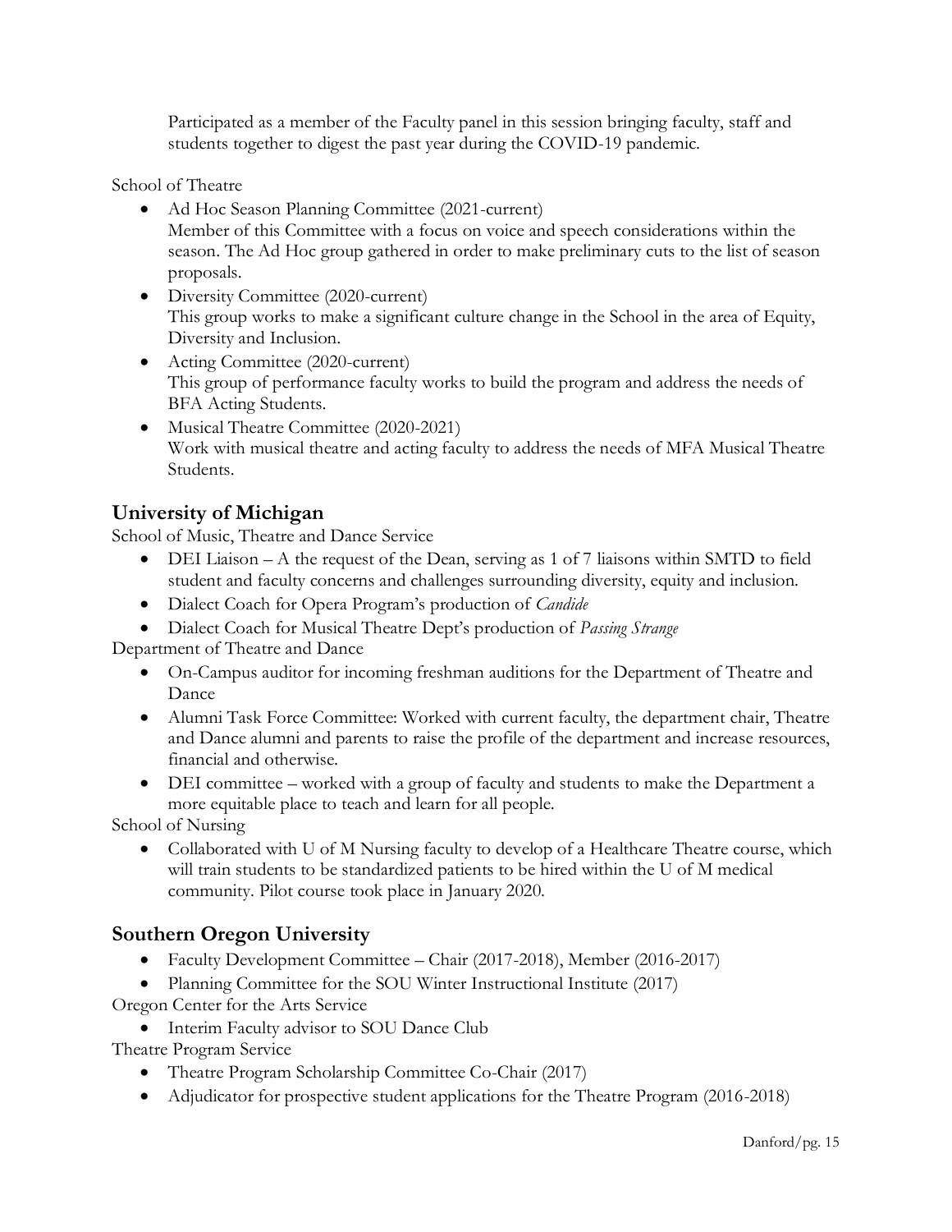Participated as a member of the Faculty panel in this session bringing faculty, staff and students together to digest the past year during the COVID-19 pandemic.

School of Theatre

- Ad Hoc Season Planning Committee (2021-current)
  Member of this Committee with a focus on voice and speech considerations within the season. The Ad Hoc group gathered in order to make preliminary cuts to the list of season proposals.
- Diversity Committee (2020-current)
  This group works to make a significant culture change in the School in the area of Equity, Diversity and Inclusion.
- Acting Committee (2020-current)
  This group of performance faculty works to build the program and address the needs of BFA Acting Students.
- Musical Theatre Committee (2020-2021)
  Work with musical theatre and acting faculty to address the needs of MFA Musical Theatre Students.

## University of Michigan

School of Music, Theatre and Dance Service

- DEI Liaison – A the request of the Dean, serving as 1 of 7 liaisons within SMTD to field student and faculty concerns and challenges surrounding diversity, equity and inclusion.
- Dialect Coach for Opera Program's production of *Candide*
- Dialect Coach for Musical Theatre Dept's production of *Passing Strange*

Department of Theatre and Dance

- On-Campus auditor for incoming freshman auditions for the Department of Theatre and Dance
- Alumni Task Force Committee: Worked with current faculty, the department chair, Theatre and Dance alumni and parents to raise the profile of the department and increase resources, financial and otherwise.
- DEI committee – worked with a group of faculty and students to make the Department a more equitable place to teach and learn for all people.

School of Nursing

- Collaborated with U of M Nursing faculty to develop of a Healthcare Theatre course, which will train students to be standardized patients to be hired within the U of M medical community. Pilot course took place in January 2020.

## Southern Oregon University

- Faculty Development Committee – Chair (2017-2018), Member (2016-2017)
- Planning Committee for the SOU Winter Instructional Institute (2017)

Oregon Center for the Arts Service

- Interim Faculty advisor to SOU Dance Club

Theatre Program Service

- Theatre Program Scholarship Committee Co-Chair (2017)
- Adjudicator for prospective student applications for the Theatre Program (2016-2018)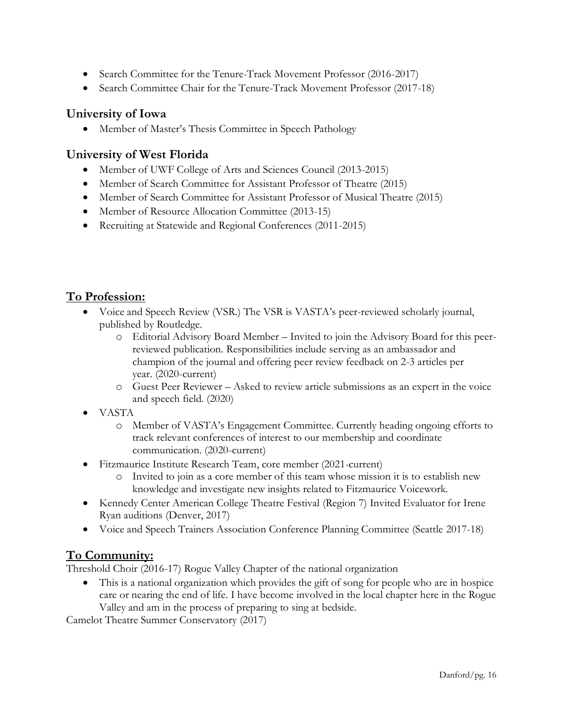- Search Committee for the Tenure-Track Movement Professor (2016-2017)
- Search Committee Chair for the Tenure-Track Movement Professor (2017-18)

### University of Iowa

- Member of Master's Thesis Committee in Speech Pathology

### University of West Florida

- Member of UWF College of Arts and Sciences Council (2013-2015)
- Member of Search Committee for Assistant Professor of Theatre (2015)
- Member of Search Committee for Assistant Professor of Musical Theatre (2015)
- Member of Resource Allocation Committee (2013-15)
- Recruiting at Statewide and Regional Conferences (2011-2015)

## <u>To Profession:</u>

- Voice and Speech Review (VSR.) The VSR is VASTA's peer-reviewed scholarly journal, published by Routledge.
    - Editorial Advisory Board Member – Invited to join the Advisory Board for this peer-reviewed publication. Responsibilities include serving as an ambassador and champion of the journal and offering peer review feedback on 2-3 articles per year. (2020-current)
    - Guest Peer Reviewer – Asked to review article submissions as an expert in the voice and speech field. (2020)
- VASTA
    - Member of VASTA's Engagement Committee. Currently heading ongoing efforts to track relevant conferences of interest to our membership and coordinate communication. (2020-current)
- Fitzmaurice Institute Research Team, core member (2021-current)
    - Invited to join as a core member of this team whose mission it is to establish new knowledge and investigate new insights related to Fitzmaurice Voicework.
- Kennedy Center American College Theatre Festival (Region 7) Invited Evaluator for Irene Ryan auditions (Denver, 2017)
- Voice and Speech Trainers Association Conference Planning Committee (Seattle 2017-18)

## <u>To Community:</u>

Threshold Choir (2016-17) Rogue Valley Chapter of the national organization

- This is a national organization which provides the gift of song for people who are in hospice care or nearing the end of life. I have become involved in the local chapter here in the Rogue Valley and am in the process of preparing to sing at bedside.

Camelot Theatre Summer Conservatory (2017)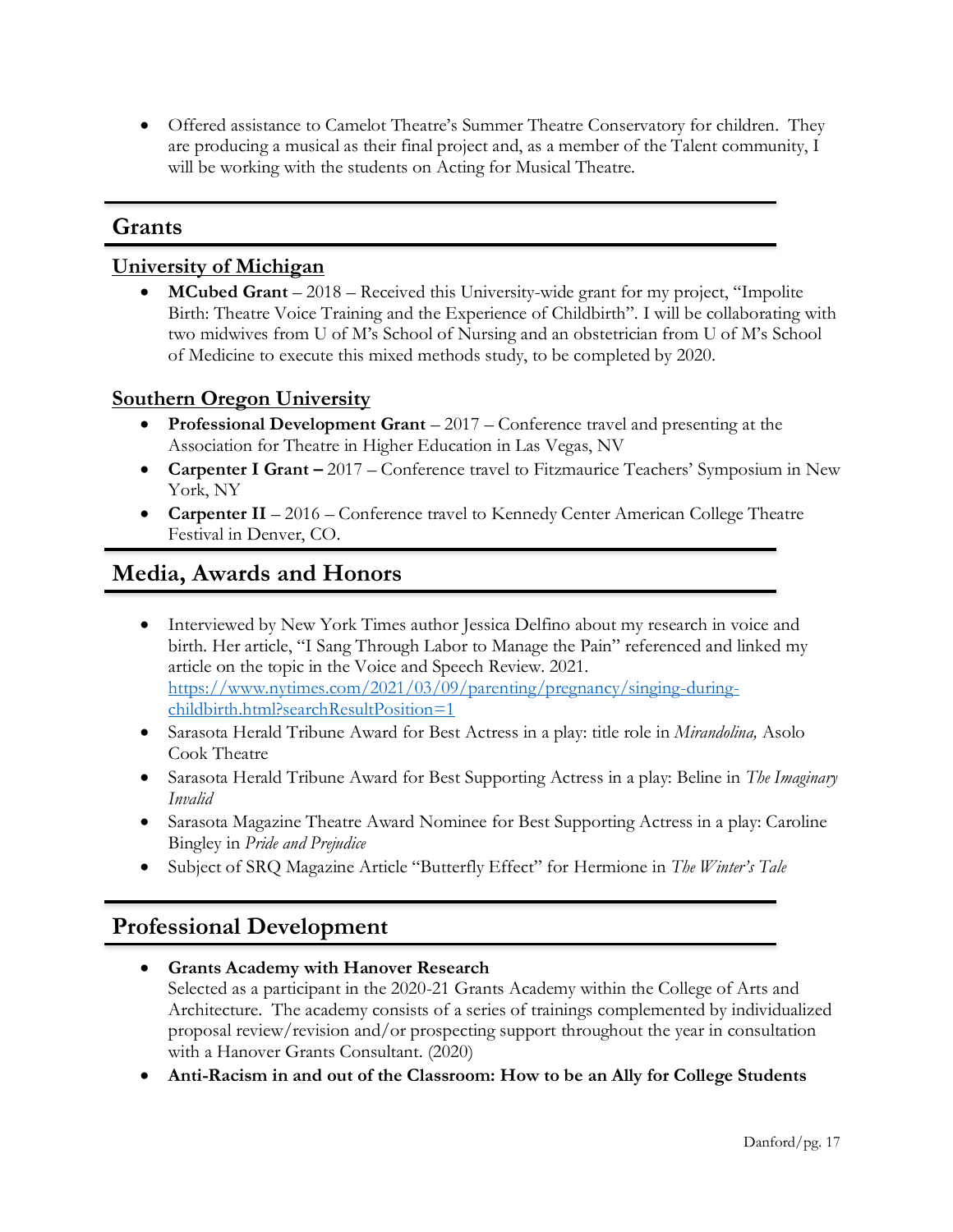- Offered assistance to Camelot Theatre's Summer Theatre Conservatory for children. They are producing a musical as their final project and, as a member of the Talent community, I will be working with the students on Acting for Musical Theatre.

## Grants

### University of Michigan

- **MCubed Grant** – 2018 – Received this University-wide grant for my project, "Impolite Birth: Theatre Voice Training and the Experience of Childbirth". I will be collaborating with two midwives from U of M's School of Nursing and an obstetrician from U of M's School of Medicine to execute this mixed methods study, to be completed by 2020.

### Southern Oregon University

- **Professional Development Grant** – 2017 – Conference travel and presenting at the Association for Theatre in Higher Education in Las Vegas, NV
- **Carpenter I Grant –** 2017 – Conference travel to Fitzmaurice Teachers' Symposium in New York, NY
- **Carpenter II** – 2016 – Conference travel to Kennedy Center American College Theatre Festival in Denver, CO.

## Media, Awards and Honors

- Interviewed by New York Times author Jessica Delfino about my research in voice and birth. Her article, "I Sang Through Labor to Manage the Pain" referenced and linked my article on the topic in the Voice and Speech Review. 2021. https://www.nytimes.com/2021/03/09/parenting/pregnancy/singing-during-childbirth.html?searchResultPosition=1
- Sarasota Herald Tribune Award for Best Actress in a play: title role in *Mirandolina,* Asolo Cook Theatre
- Sarasota Herald Tribune Award for Best Supporting Actress in a play: Beline in *The Imaginary Invalid*
- Sarasota Magazine Theatre Award Nominee for Best Supporting Actress in a play: Caroline Bingley in *Pride and Prejudice*
- Subject of SRQ Magazine Article "Butterfly Effect" for Hermione in *The Winter's Tale*

## Professional Development

- **Grants Academy with Hanover Research**
  Selected as a participant in the 2020-21 Grants Academy within the College of Arts and Architecture. The academy consists of a series of trainings complemented by individualized proposal review/revision and/or prospecting support throughout the year in consultation with a Hanover Grants Consultant. (2020)
- **Anti-Racism in and out of the Classroom: How to be an Ally for College Students**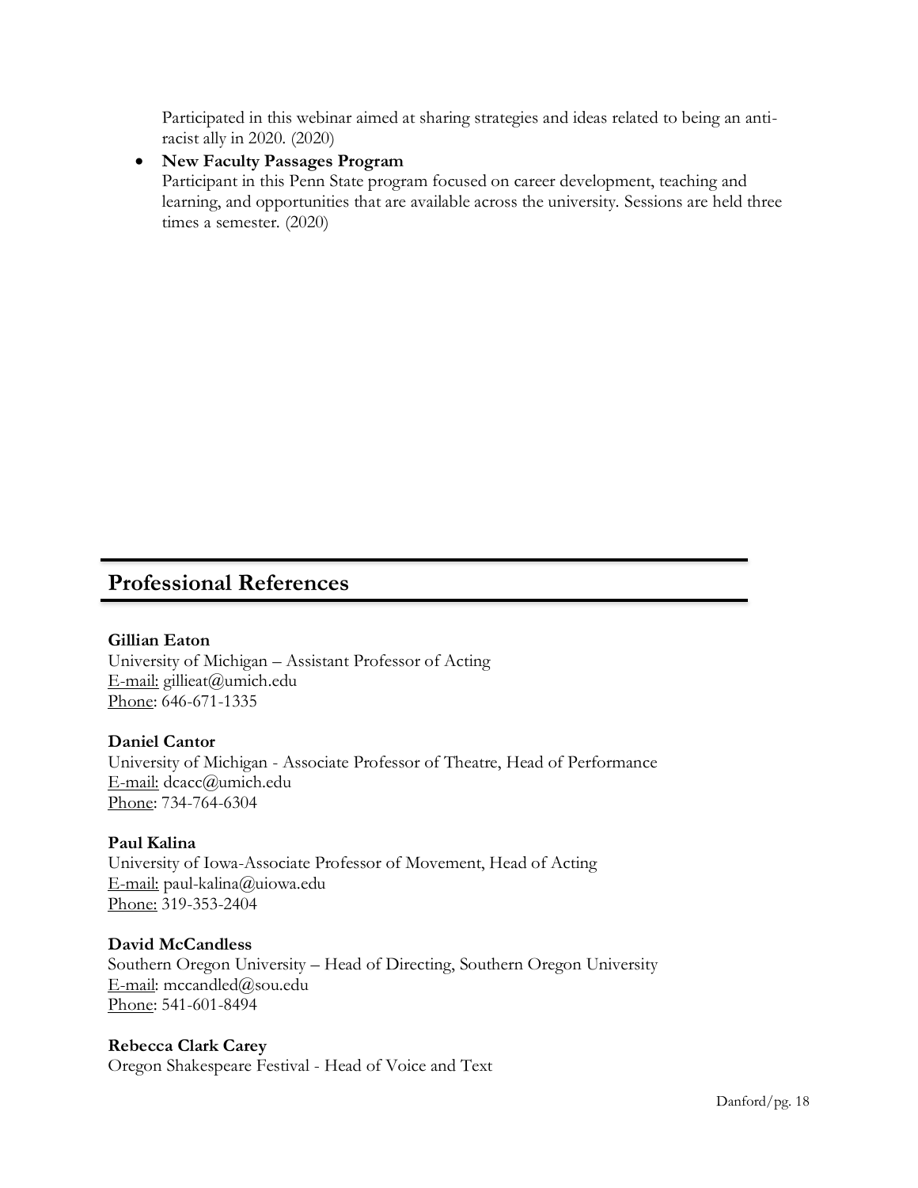Participated in this webinar aimed at sharing strategies and ideas related to being an anti-racist ally in 2020. (2020)

- **New Faculty Passages Program**
  Participant in this Penn State program focused on career development, teaching and learning, and opportunities that are available across the university. Sessions are held three times a semester. (2020)

## Professional References

**Gillian Eaton**
University of Michigan – Assistant Professor of Acting
E-mail: gillieat@umich.edu
Phone: 646-671-1335

**Daniel Cantor**
University of Michigan - Associate Professor of Theatre, Head of Performance
E-mail: dcacc@umich.edu
Phone: 734-764-6304

**Paul Kalina**
University of Iowa-Associate Professor of Movement, Head of Acting
E-mail: paul-kalina@uiowa.edu
Phone: 319-353-2404

**David McCandless**
Southern Oregon University – Head of Directing, Southern Oregon University
E-mail: mccandled@sou.edu
Phone: 541-601-8494

**Rebecca Clark Carey**
Oregon Shakespeare Festival - Head of Voice and Text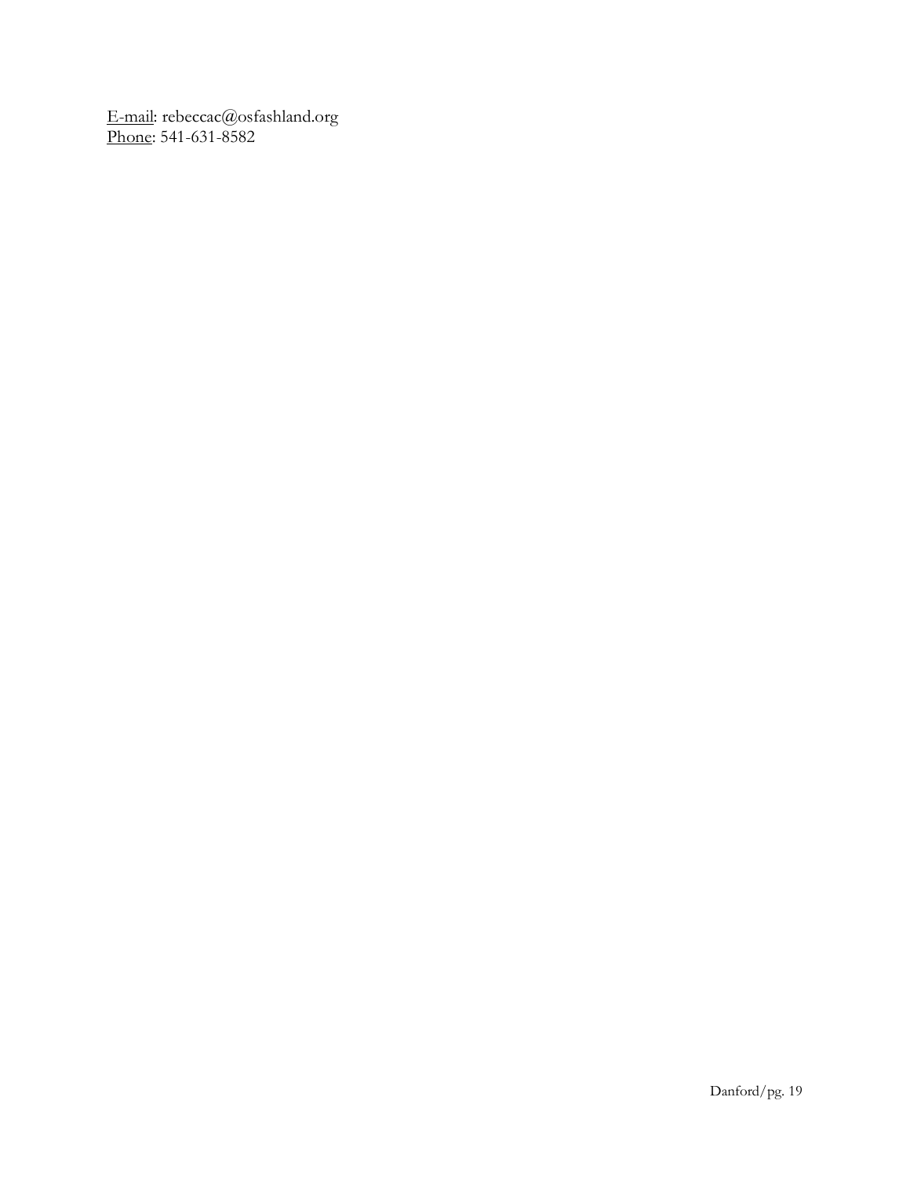E-mail: rebeccac@osfashland.org
Phone: 541-631-8582